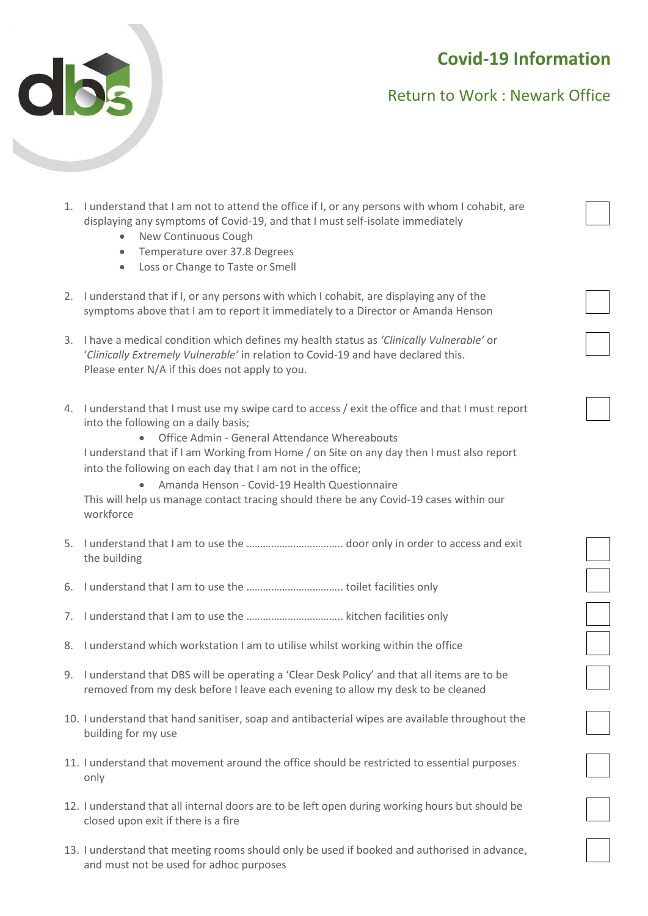# Covid-19 Information

## Return to Work : Newark Office

1. I understand that I am not to attend the office if I, or any persons with whom I cohabit, are displaying any symptoms of Covid-19, and that I must self-isolate immediately
   - New Continuous Cough
   - Temperature over 37.8 Degrees
   - Loss or Change to Taste or Smell

2. I understand that if I, or any persons with which I cohabit, are displaying any of the symptoms above that I am to report it immediately to a Director or Amanda Henson

3. I have a medical condition which defines my health status as *'Clinically Vulnerable'* or '*Clinically Extremely Vulnerable'* in relation to Covid-19 and have declared this. Please enter N/A if this does not apply to you.

4. I understand that I must use my swipe card to access / exit the office and that I must report into the following on a daily basis;
   - Office Admin - General Attendance Whereabouts

   I understand that if I am Working from Home / on Site on any day then I must also report into the following on each day that I am not in the office;
   - Amanda Henson - Covid-19 Health Questionnaire

   This will help us manage contact tracing should there be any Covid-19 cases within our workforce

5. I understand that I am to use the ……………………………. door only in order to access and exit the building

6. I understand that I am to use the ……………………………. toilet facilities only

7. I understand that I am to use the ……………………………. kitchen facilities only

8. I understand which workstation I am to utilise whilst working within the office

9. I understand that DBS will be operating a 'Clear Desk Policy' and that all items are to be removed from my desk before I leave each evening to allow my desk to be cleaned

10. I understand that hand sanitiser, soap and antibacterial wipes are available throughout the building for my use

11. I understand that movement around the office should be restricted to essential purposes only

12. I understand that all internal doors are to be left open during working hours but should be closed upon exit if there is a fire

13. I understand that meeting rooms should only be used if booked and authorised in advance, and must not be used for adhoc purposes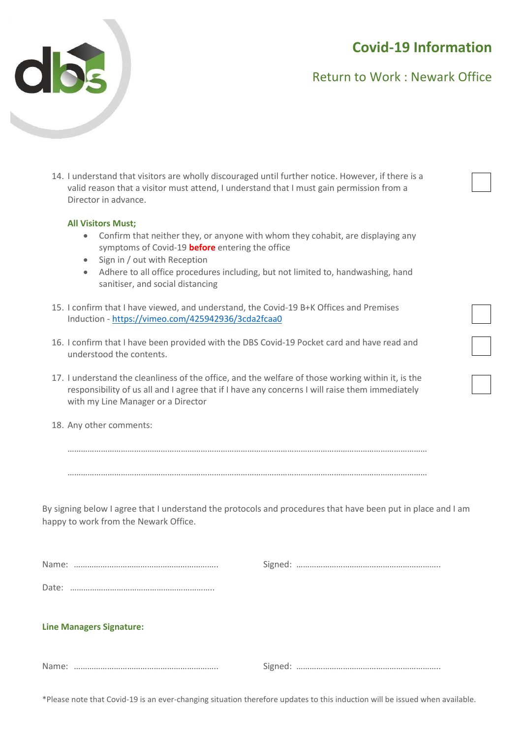# Covid-19 Information

## Return to Work : Newark Office

14. I understand that visitors are wholly discouraged until further notice. However, if there is a valid reason that a visitor must attend, I understand that I must gain permission from a Director in advance. ☐

**All Visitors Must;**

- Confirm that neither they, or anyone with whom they cohabit, are displaying any symptoms of Covid-19 **before** entering the office
- Sign in / out with Reception
- Adhere to all office procedures including, but not limited to, handwashing, hand sanitiser, and social distancing

15. I confirm that I have viewed, and understand, the Covid-19 B+K Offices and Premises Induction - https://vimeo.com/425942936/3cda2fcaa0 ☐

16. I confirm that I have been provided with the DBS Covid-19 Pocket card and have read and understood the contents. ☐

17. I understand the cleanliness of the office, and the welfare of those working within it, is the responsibility of us all and I agree that if I have any concerns I will raise them immediately with my Line Manager or a Director ☐

18. Any other comments:

………………………………………………………………………………………………………………………………………………

………………………………………………………………………………………………………………………………………………

By signing below I agree that I understand the protocols and procedures that have been put in place and I am happy to work from the Newark Office.

Name: ……………………………………………………….. Signed: ………………………………………………………..

Date: ………………………………………………………..

**Line Managers Signature:**

Name: ……………………………………………………….. Signed: ………………………………………………………..

*Please note that Covid-19 is an ever-changing situation therefore updates to this induction will be issued when available.